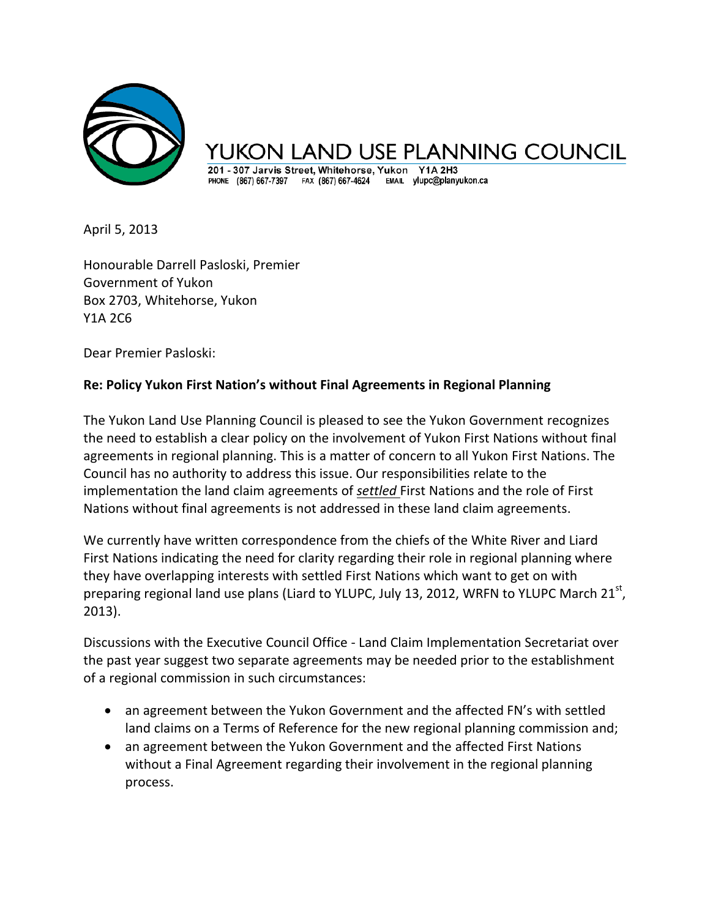# YUKON LAND USE PLANNING COUNCIL

201 - 307 Jarvis Street, Whitehorse, Yukon Y1A 2H3
PHONE (867) 667-7397 FAX (867) 667-4624 EMAIL ylupc@planyukon.ca

April 5, 2013

Honourable Darrell Pasloski, Premier
Government of Yukon
Box 2703, Whitehorse, Yukon
Y1A 2C6

Dear Premier Pasloski:

**Re: Policy Yukon First Nation's without Final Agreements in Regional Planning**

The Yukon Land Use Planning Council is pleased to see the Yukon Government recognizes the need to establish a clear policy on the involvement of Yukon First Nations without final agreements in regional planning. This is a matter of concern to all Yukon First Nations. The Council has no authority to address this issue. Our responsibilities relate to the implementation the land claim agreements of *settled* First Nations and the role of First Nations without final agreements is not addressed in these land claim agreements.

We currently have written correspondence from the chiefs of the White River and Liard First Nations indicating the need for clarity regarding their role in regional planning where they have overlapping interests with settled First Nations which want to get on with preparing regional land use plans (Liard to YLUPC, July 13, 2012, WRFN to YLUPC March 21st, 2013).

Discussions with the Executive Council Office - Land Claim Implementation Secretariat over the past year suggest two separate agreements may be needed prior to the establishment of a regional commission in such circumstances:

- an agreement between the Yukon Government and the affected FN's with settled land claims on a Terms of Reference for the new regional planning commission and;
- an agreement between the Yukon Government and the affected First Nations without a Final Agreement regarding their involvement in the regional planning process.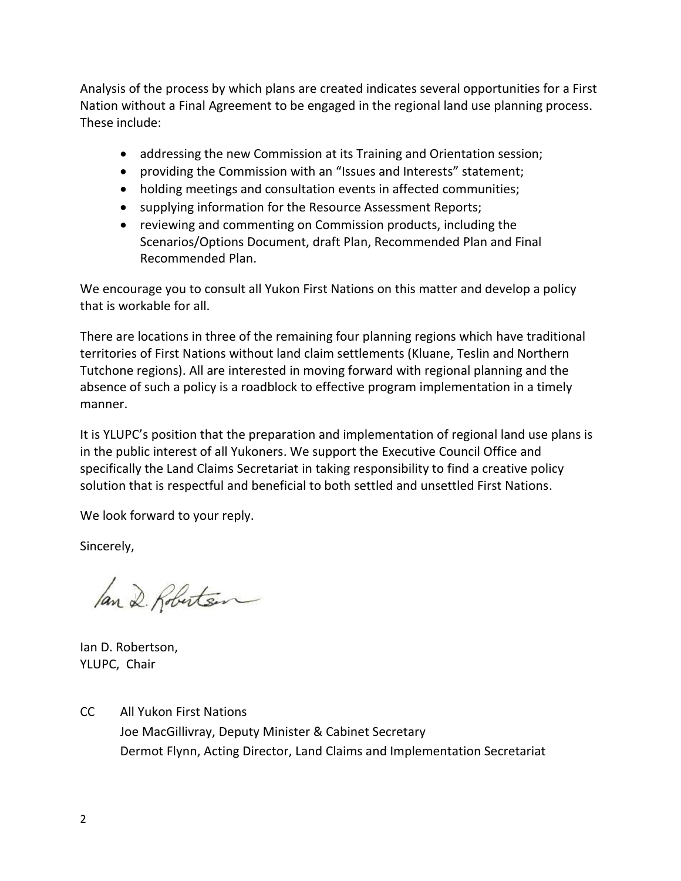Analysis of the process by which plans are created indicates several opportunities for a First Nation without a Final Agreement to be engaged in the regional land use planning process. These include:

- addressing the new Commission at its Training and Orientation session;
- providing the Commission with an "Issues and Interests" statement;
- holding meetings and consultation events in affected communities;
- supplying information for the Resource Assessment Reports;
- reviewing and commenting on Commission products, including the Scenarios/Options Document, draft Plan, Recommended Plan and Final Recommended Plan.

We encourage you to consult all Yukon First Nations on this matter and develop a policy that is workable for all.

There are locations in three of the remaining four planning regions which have traditional territories of First Nations without land claim settlements (Kluane, Teslin and Northern Tutchone regions). All are interested in moving forward with regional planning and the absence of such a policy is a roadblock to effective program implementation in a timely manner.

It is YLUPC's position that the preparation and implementation of regional land use plans is in the public interest of all Yukoners. We support the Executive Council Office and specifically the Land Claims Secretariat in taking responsibility to find a creative policy solution that is respectful and beneficial to both settled and unsettled First Nations.

We look forward to your reply.

Sincerely,

Ian D. Robertson,
YLUPC, Chair

CC All Yukon First Nations
Joe MacGillivray, Deputy Minister & Cabinet Secretary
Dermot Flynn, Acting Director, Land Claims and Implementation Secretariat